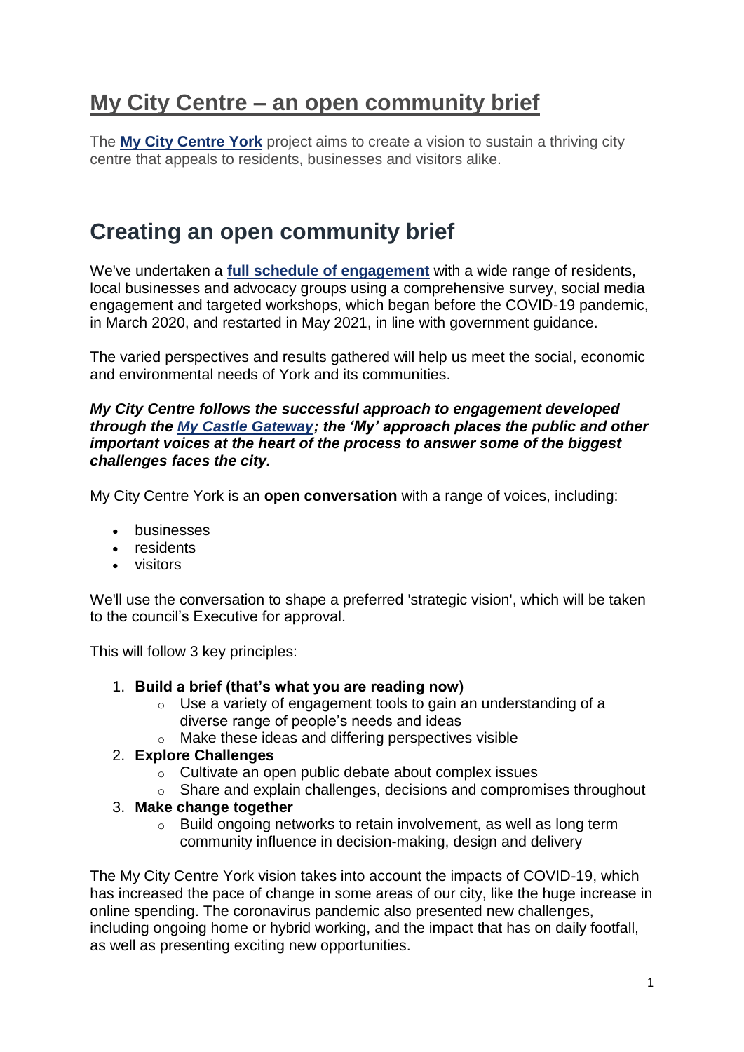# My City Centre – an open community brief

The **My City Centre York** project aims to create a vision to sustain a thriving city centre that appeals to residents, businesses and visitors alike.

---

## Creating an open community brief

We've undertaken a **full schedule of engagement** with a wide range of residents, local businesses and advocacy groups using a comprehensive survey, social media engagement and targeted workshops, which began before the COVID-19 pandemic, in March 2020, and restarted in May 2021, in line with government guidance.

The varied perspectives and results gathered will help us meet the social, economic and environmental needs of York and its communities.

***My City Centre follows the successful approach to engagement developed through the My Castle Gateway; the 'My' approach places the public and other important voices at the heart of the process to answer some of the biggest challenges faces the city.***

My City Centre York is an **open conversation** with a range of voices, including:

- businesses
- residents
- visitors

We'll use the conversation to shape a preferred 'strategic vision', which will be taken to the council's Executive for approval.

This will follow 3 key principles:

1. **Build a brief (that's what you are reading now)**
   - Use a variety of engagement tools to gain an understanding of a diverse range of people's needs and ideas
   - Make these ideas and differing perspectives visible
2. **Explore Challenges**
   - Cultivate an open public debate about complex issues
   - Share and explain challenges, decisions and compromises throughout
3. **Make change together**
   - Build ongoing networks to retain involvement, as well as long term community influence in decision-making, design and delivery

The My City Centre York vision takes into account the impacts of COVID-19, which has increased the pace of change in some areas of our city, like the huge increase in online spending. The coronavirus pandemic also presented new challenges, including ongoing home or hybrid working, and the impact that has on daily footfall, as well as presenting exciting new opportunities.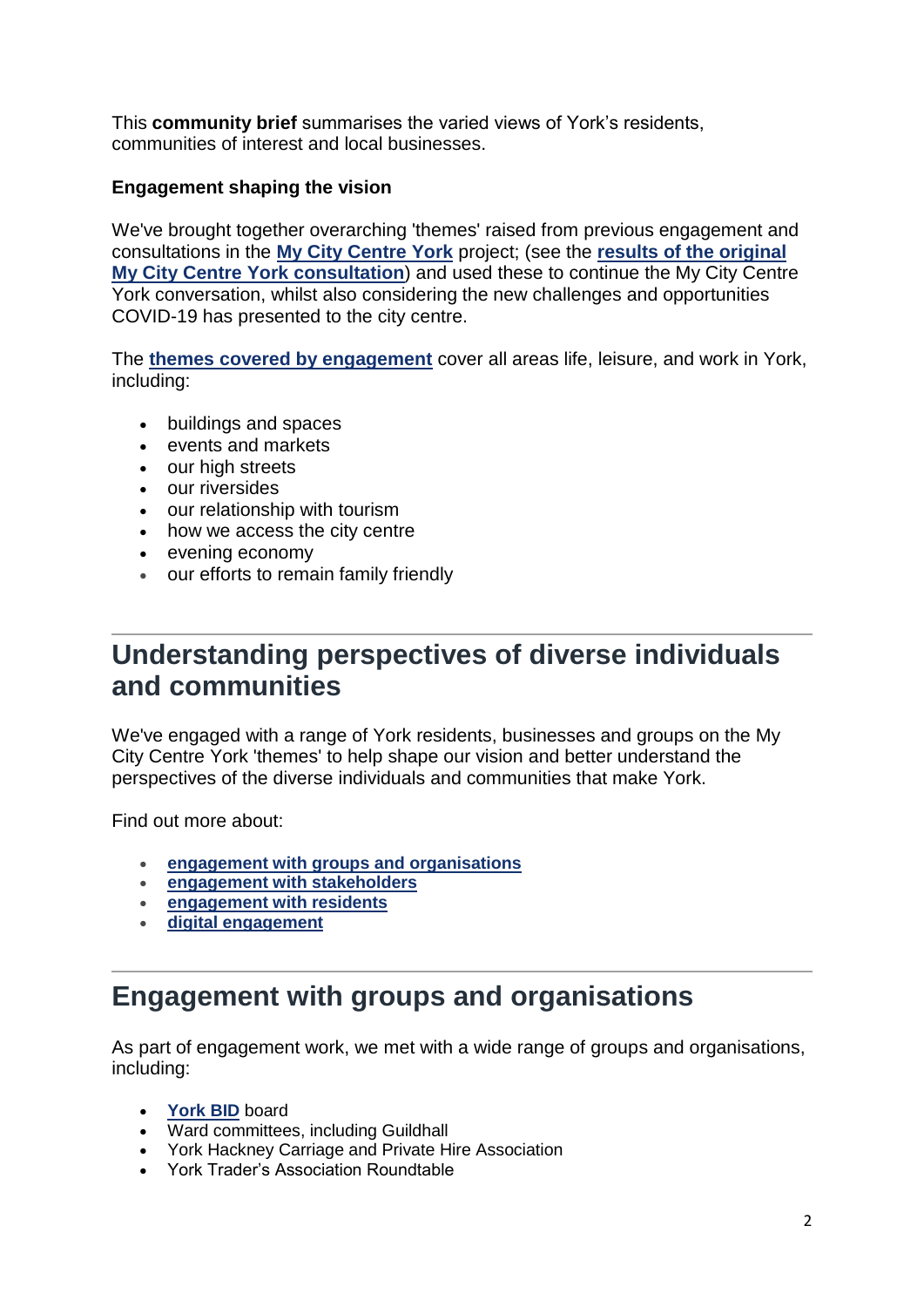This **community brief** summarises the varied views of York's residents, communities of interest and local businesses.

**Engagement shaping the vision**

We've brought together overarching 'themes' raised from previous engagement and consultations in the **My City Centre York** project; (see the **results of the original My City Centre York consultation**) and used these to continue the My City Centre York conversation, whilst also considering the new challenges and opportunities COVID-19 has presented to the city centre.

The **themes covered by engagement** cover all areas life, leisure, and work in York, including:

- buildings and spaces
- events and markets
- our high streets
- our riversides
- our relationship with tourism
- how we access the city centre
- evening economy
- our efforts to remain family friendly

## Understanding perspectives of diverse individuals and communities

We've engaged with a range of York residents, businesses and groups on the My City Centre York 'themes' to help shape our vision and better understand the perspectives of the diverse individuals and communities that make York.

Find out more about:

- **engagement with groups and organisations**
- **engagement with stakeholders**
- **engagement with residents**
- **digital engagement**

## Engagement with groups and organisations

As part of engagement work, we met with a wide range of groups and organisations, including:

- **York BID** board
- Ward committees, including Guildhall
- York Hackney Carriage and Private Hire Association
- York Trader's Association Roundtable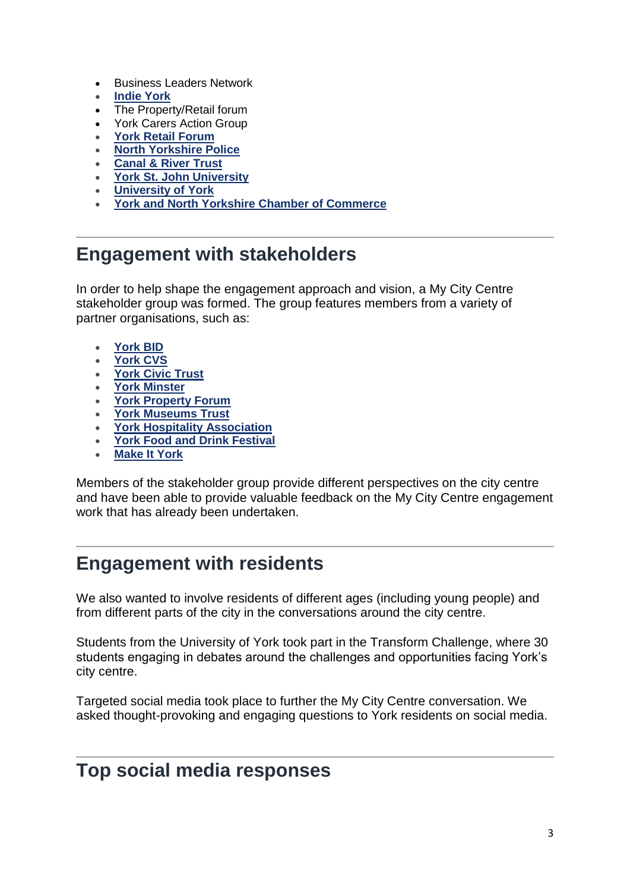- Business Leaders Network
- **Indie York**
- The Property/Retail forum
- York Carers Action Group
- **York Retail Forum**
- **North Yorkshire Police**
- **Canal & River Trust**
- **York St. John University**
- **University of York**
- **York and North Yorkshire Chamber of Commerce**

## Engagement with stakeholders

In order to help shape the engagement approach and vision, a My City Centre stakeholder group was formed. The group features members from a variety of partner organisations, such as:

- **York BID**
- **York CVS**
- **York Civic Trust**
- **York Minster**
- **York Property Forum**
- **York Museums Trust**
- **York Hospitality Association**
- **York Food and Drink Festival**
- **Make It York**

Members of the stakeholder group provide different perspectives on the city centre and have been able to provide valuable feedback on the My City Centre engagement work that has already been undertaken.

## Engagement with residents

We also wanted to involve residents of different ages (including young people) and from different parts of the city in the conversations around the city centre.

Students from the University of York took part in the Transform Challenge, where 30 students engaging in debates around the challenges and opportunities facing York's city centre.

Targeted social media took place to further the My City Centre conversation. We asked thought-provoking and engaging questions to York residents on social media.

## Top social media responses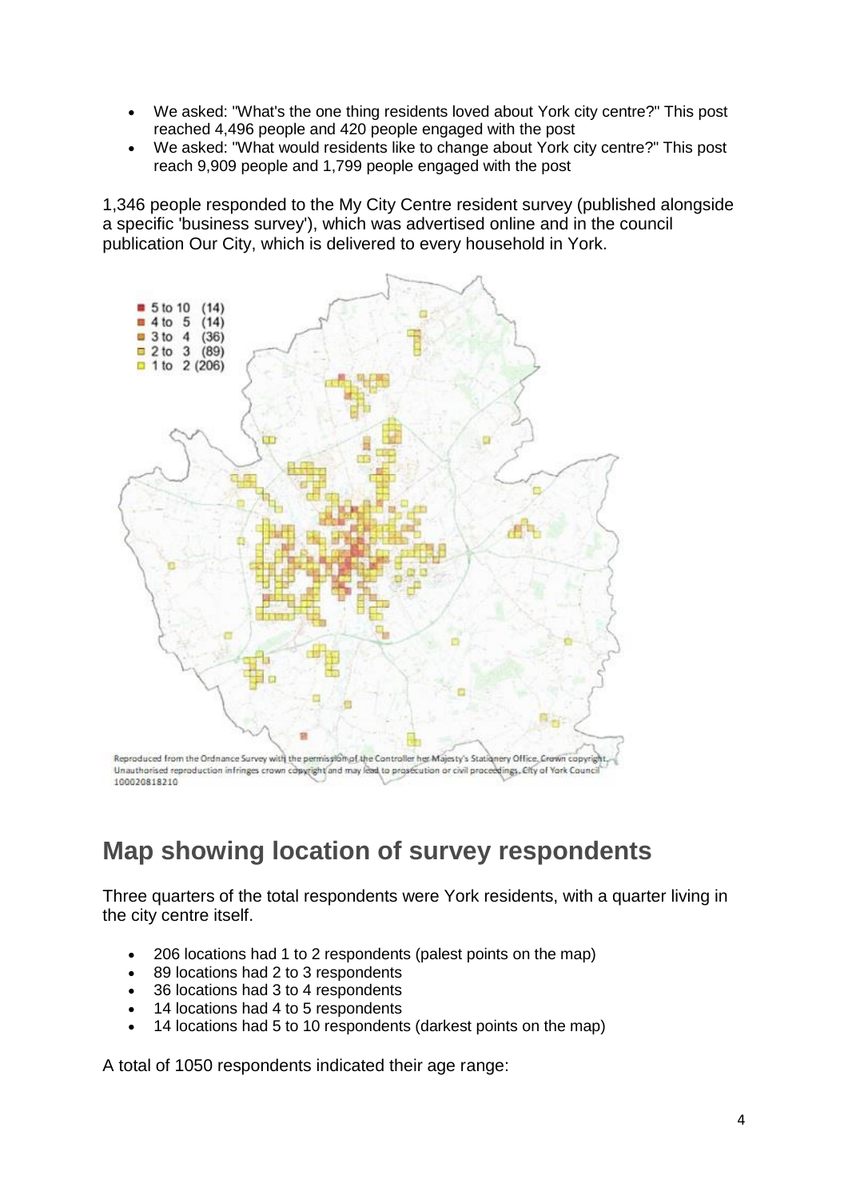- We asked: "What's the one thing residents loved about York city centre?" This post reached 4,496 people and 420 people engaged with the post
- We asked: "What would residents like to change about York city centre?" This post reach 9,909 people and 1,799 people engaged with the post

1,346 people responded to the My City Centre resident survey (published alongside a specific 'business survey'), which was advertised online and in the council publication Our City, which is delivered to every household in York.

## Map showing location of survey respondents

Three quarters of the total respondents were York residents, with a quarter living in the city centre itself.

- 206 locations had 1 to 2 respondents (palest points on the map)
- 89 locations had 2 to 3 respondents
- 36 locations had 3 to 4 respondents
- 14 locations had 4 to 5 respondents
- 14 locations had 5 to 10 respondents (darkest points on the map)

A total of 1050 respondents indicated their age range: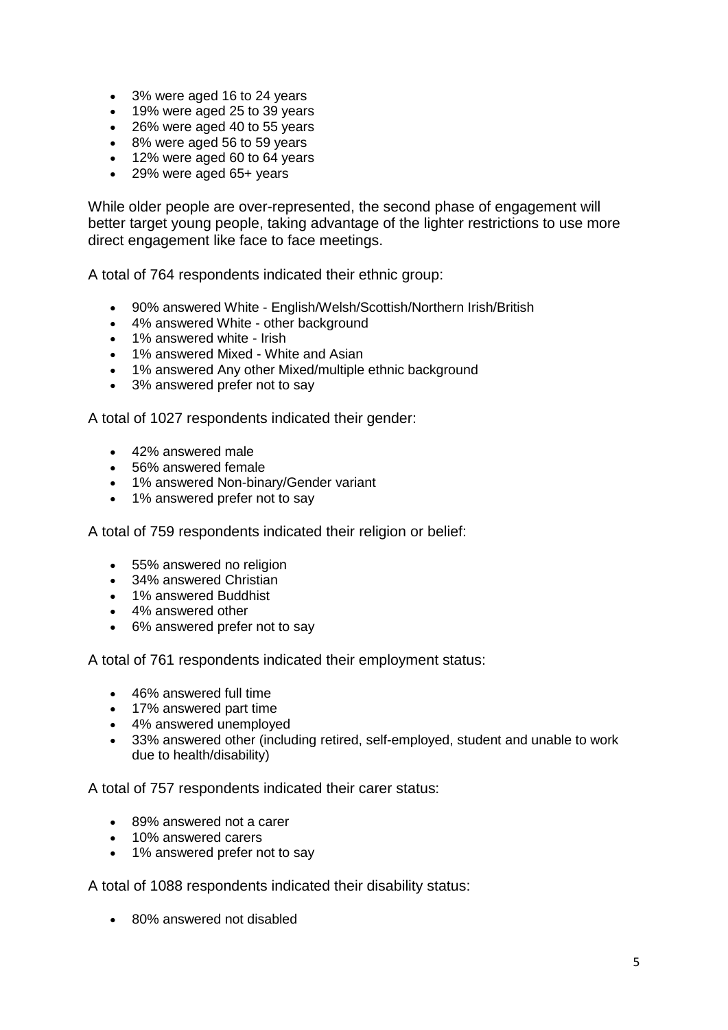- 3% were aged 16 to 24 years
- 19% were aged 25 to 39 years
- 26% were aged 40 to 55 years
- 8% were aged 56 to 59 years
- 12% were aged 60 to 64 years
- 29% were aged 65+ years

While older people are over-represented, the second phase of engagement will better target young people, taking advantage of the lighter restrictions to use more direct engagement like face to face meetings.

A total of 764 respondents indicated their ethnic group:

- 90% answered White - English/Welsh/Scottish/Northern Irish/British
- 4% answered White - other background
- 1% answered white - Irish
- 1% answered Mixed - White and Asian
- 1% answered Any other Mixed/multiple ethnic background
- 3% answered prefer not to say

A total of 1027 respondents indicated their gender:

- 42% answered male
- 56% answered female
- 1% answered Non-binary/Gender variant
- 1% answered prefer not to say

A total of 759 respondents indicated their religion or belief:

- 55% answered no religion
- 34% answered Christian
- 1% answered Buddhist
- 4% answered other
- 6% answered prefer not to say

A total of 761 respondents indicated their employment status:

- 46% answered full time
- 17% answered part time
- 4% answered unemployed
- 33% answered other (including retired, self-employed, student and unable to work due to health/disability)

A total of 757 respondents indicated their carer status:

- 89% answered not a carer
- 10% answered carers
- 1% answered prefer not to say

A total of 1088 respondents indicated their disability status:

- 80% answered not disabled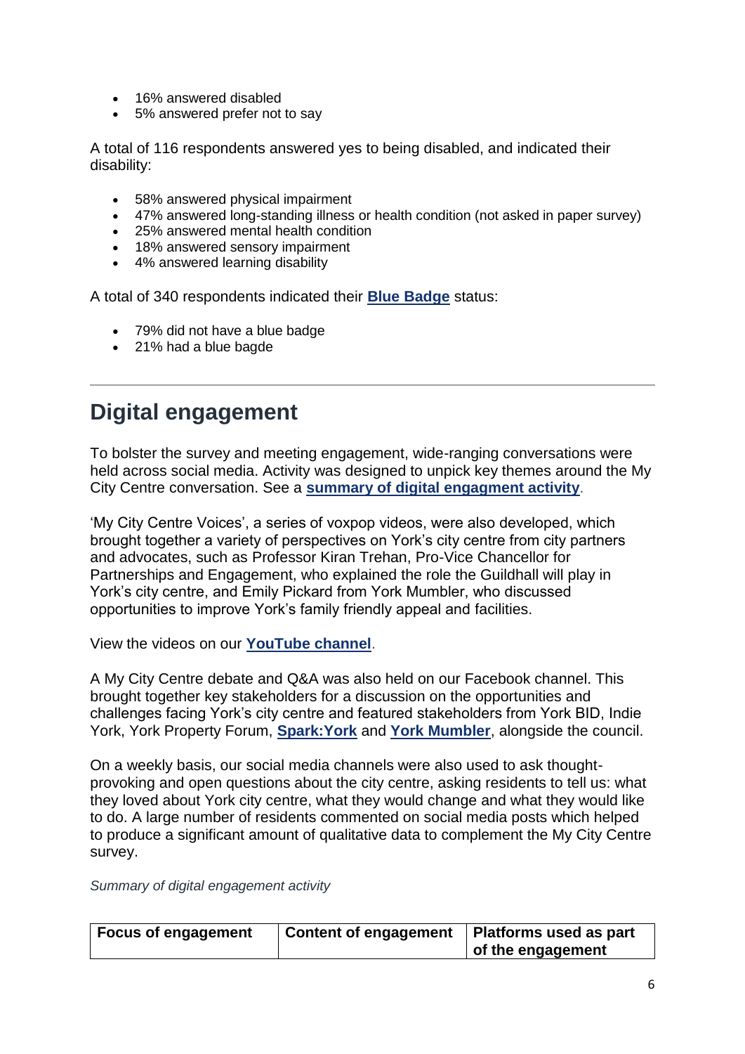- 16% answered disabled
- 5% answered prefer not to say

A total of 116 respondents answered yes to being disabled, and indicated their disability:

- 58% answered physical impairment
- 47% answered long-standing illness or health condition (not asked in paper survey)
- 25% answered mental health condition
- 18% answered sensory impairment
- 4% answered learning disability

A total of 340 respondents indicated their **Blue Badge** status:

- 79% did not have a blue badge
- 21% had a blue bagde

---

## Digital engagement

To bolster the survey and meeting engagement, wide-ranging conversations were held across social media. Activity was designed to unpick key themes around the My City Centre conversation. See a **summary of digital engagment activity**.

'My City Centre Voices', a series of voxpop videos, were also developed, which brought together a variety of perspectives on York's city centre from city partners and advocates, such as Professor Kiran Trehan, Pro-Vice Chancellor for Partnerships and Engagement, who explained the role the Guildhall will play in York's city centre, and Emily Pickard from York Mumbler, who discussed opportunities to improve York's family friendly appeal and facilities.

View the videos on our **YouTube channel**.

A My City Centre debate and Q&A was also held on our Facebook channel. This brought together key stakeholders for a discussion on the opportunities and challenges facing York's city centre and featured stakeholders from York BID, Indie York, York Property Forum, **Spark:York** and **York Mumbler**, alongside the council.

On a weekly basis, our social media channels were also used to ask thought-provoking and open questions about the city centre, asking residents to tell us: what they loved about York city centre, what they would change and what they would like to do. A large number of residents commented on social media posts which helped to produce a significant amount of qualitative data to complement the My City Centre survey.

*Summary of digital engagement activity*

| Focus of engagement | Content of engagement | Platforms used as part of the engagement |
|---|---|---|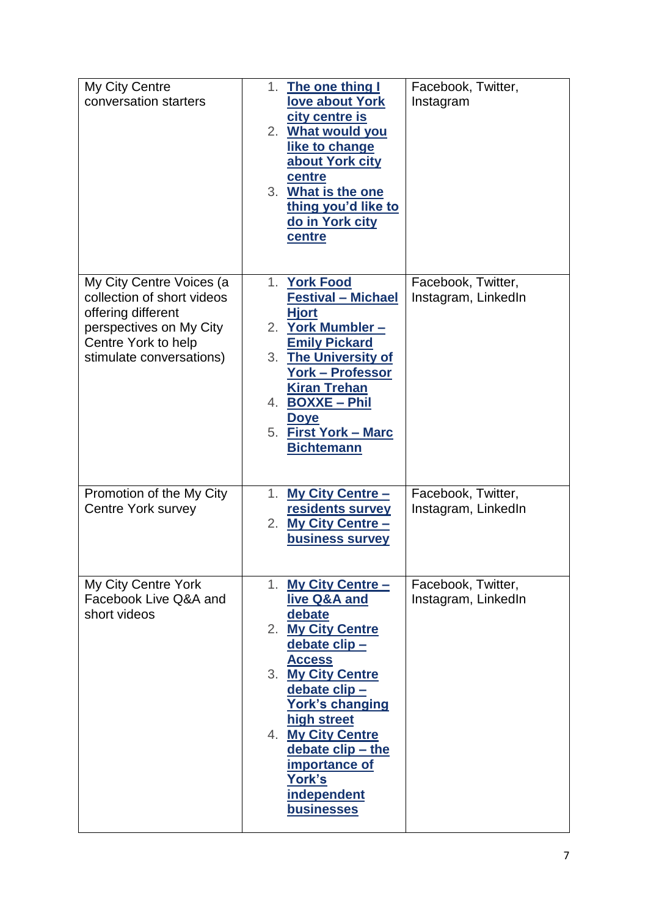| | | |
|---|---|---|
| My City Centre conversation starters | 1. **The one thing I love about York city centre is**<br>2. **What would you like to change about York city centre**<br>3. **What is the one thing you'd like to do in York city centre** | Facebook, Twitter, Instagram |
| My City Centre Voices (a collection of short videos offering different perspectives on My City Centre York to help stimulate conversations) | 1. **York Food Festival – Michael Hjort**<br>2. **York Mumbler – Emily Pickard**<br>3. **The University of York – Professor Kiran Trehan**<br>4. **BOXXE – Phil Doye**<br>5. **First York – Marc Bichtemann** | Facebook, Twitter, Instagram, LinkedIn |
| Promotion of the My City Centre York survey | 1. **My City Centre – residents survey**<br>2. **My City Centre – business survey** | Facebook, Twitter, Instagram, LinkedIn |
| My City Centre York Facebook Live Q&A and short videos | 1. **My City Centre – live Q&A and debate**<br>2. **My City Centre debate clip – Access**<br>3. **My City Centre debate clip – York's changing high street**<br>4. **My City Centre debate clip – the importance of York's independent businesses** | Facebook, Twitter, Instagram, LinkedIn |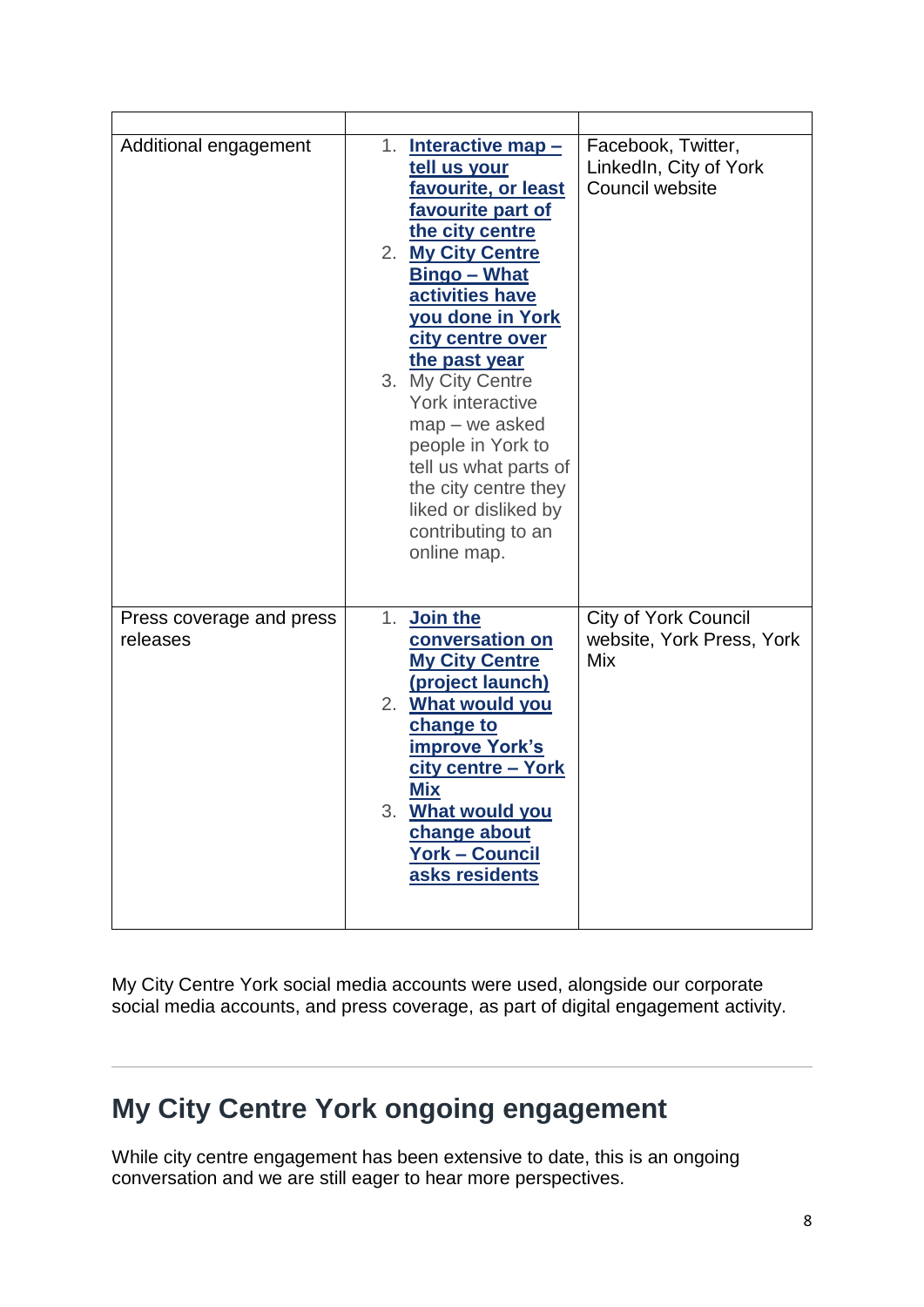| | | |
|---|---|---|
| Additional engagement | 1. **Interactive map – tell us your favourite, or least favourite part of the city centre**<br>2. **My City Centre Bingo – What activities have you done in York city centre over the past year**<br>3. My City Centre York interactive map – we asked people in York to tell us what parts of the city centre they liked or disliked by contributing to an online map. | Facebook, Twitter, LinkedIn, City of York Council website |
| Press coverage and press releases | 1. **Join the conversation on My City Centre (project launch)**<br>2. **What would you change to improve York's city centre – York Mix**<br>3. **What would you change about York – Council asks residents** | City of York Council website, York Press, York Mix |

My City Centre York social media accounts were used, alongside our corporate social media accounts, and press coverage, as part of digital engagement activity.

## My City Centre York ongoing engagement

While city centre engagement has been extensive to date, this is an ongoing conversation and we are still eager to hear more perspectives.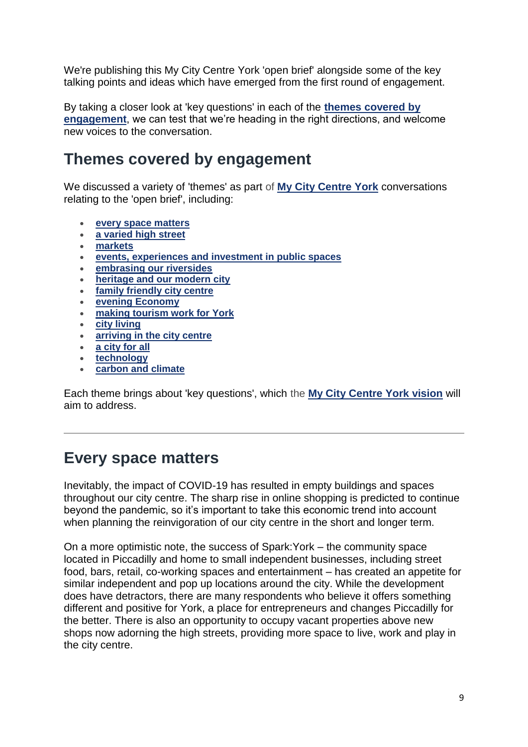We're publishing this My City Centre York 'open brief' alongside some of the key talking points and ideas which have emerged from the first round of engagement.

By taking a closer look at 'key questions' in each of the **themes covered by engagement**, we can test that we're heading in the right directions, and welcome new voices to the conversation.

## Themes covered by engagement

We discussed a variety of 'themes' as part of **My City Centre York** conversations relating to the 'open brief', including:

- **every space matters**
- **a varied high street**
- **markets**
- **events, experiences and investment in public spaces**
- **embrasing our riversides**
- **heritage and our modern city**
- **family friendly city centre**
- **evening Economy**
- **making tourism work for York**
- **city living**
- **arriving in the city centre**
- **a city for all**
- **technology**
- **carbon and climate**

Each theme brings about 'key questions', which the **My City Centre York vision** will aim to address.

---

## Every space matters

Inevitably, the impact of COVID-19 has resulted in empty buildings and spaces throughout our city centre. The sharp rise in online shopping is predicted to continue beyond the pandemic, so it's important to take this economic trend into account when planning the reinvigoration of our city centre in the short and longer term.

On a more optimistic note, the success of Spark:York – the community space located in Piccadilly and home to small independent businesses, including street food, bars, retail, co-working spaces and entertainment – has created an appetite for similar independent and pop up locations around the city. While the development does have detractors, there are many respondents who believe it offers something different and positive for York, a place for entrepreneurs and changes Piccadilly for the better. There is also an opportunity to occupy vacant properties above new shops now adorning the high streets, providing more space to live, work and play in the city centre.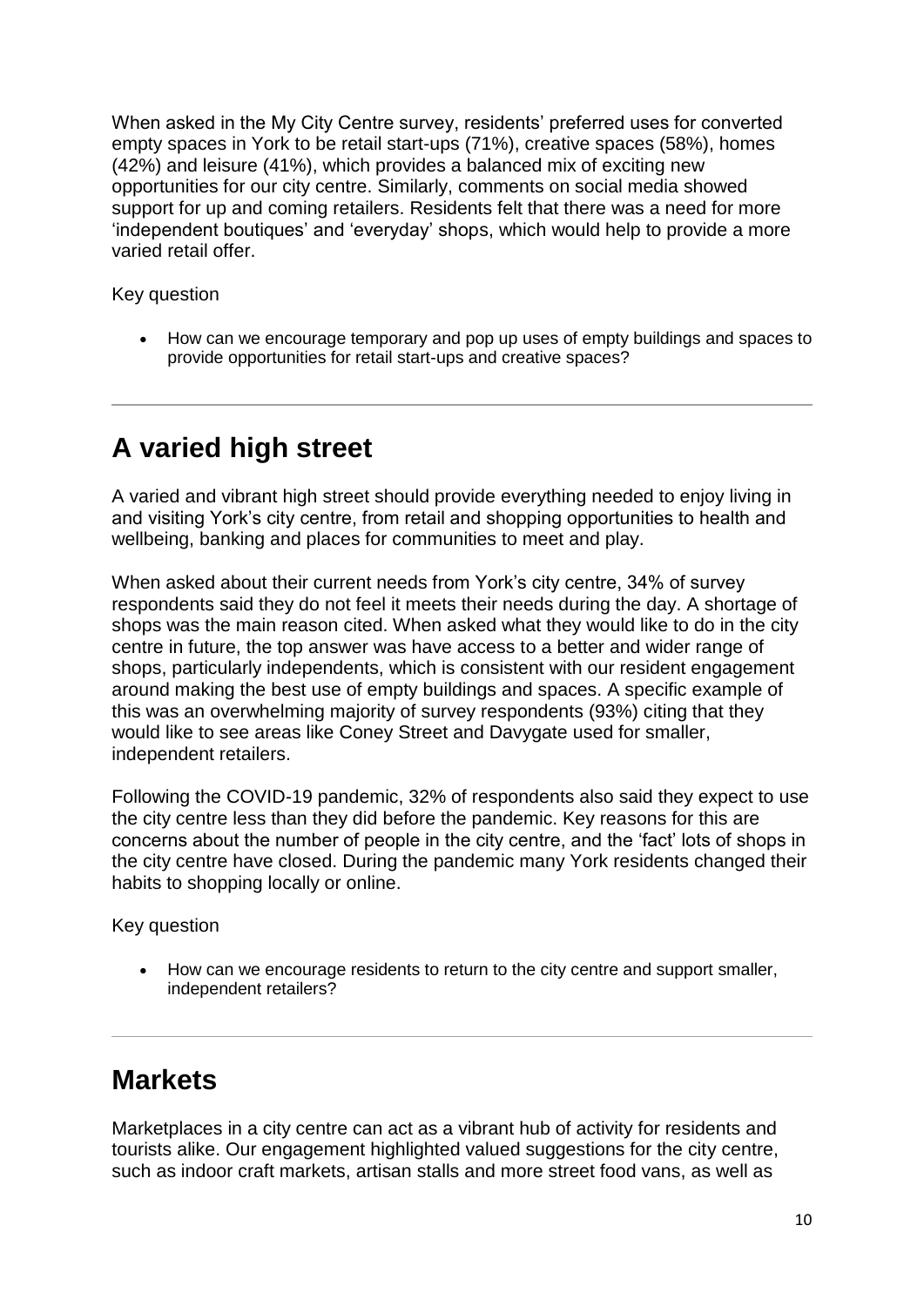When asked in the My City Centre survey, residents' preferred uses for converted empty spaces in York to be retail start-ups (71%), creative spaces (58%), homes (42%) and leisure (41%), which provides a balanced mix of exciting new opportunities for our city centre. Similarly, comments on social media showed support for up and coming retailers. Residents felt that there was a need for more 'independent boutiques' and 'everyday' shops, which would help to provide a more varied retail offer.

Key question

- How can we encourage temporary and pop up uses of empty buildings and spaces to provide opportunities for retail start-ups and creative spaces?

---

## A varied high street

A varied and vibrant high street should provide everything needed to enjoy living in and visiting York's city centre, from retail and shopping opportunities to health and wellbeing, banking and places for communities to meet and play.

When asked about their current needs from York's city centre, 34% of survey respondents said they do not feel it meets their needs during the day. A shortage of shops was the main reason cited. When asked what they would like to do in the city centre in future, the top answer was have access to a better and wider range of shops, particularly independents, which is consistent with our resident engagement around making the best use of empty buildings and spaces. A specific example of this was an overwhelming majority of survey respondents (93%) citing that they would like to see areas like Coney Street and Davygate used for smaller, independent retailers.

Following the COVID-19 pandemic, 32% of respondents also said they expect to use the city centre less than they did before the pandemic. Key reasons for this are concerns about the number of people in the city centre, and the 'fact' lots of shops in the city centre have closed. During the pandemic many York residents changed their habits to shopping locally or online.

Key question

- How can we encourage residents to return to the city centre and support smaller, independent retailers?

---

## Markets

Marketplaces in a city centre can act as a vibrant hub of activity for residents and tourists alike. Our engagement highlighted valued suggestions for the city centre, such as indoor craft markets, artisan stalls and more street food vans, as well as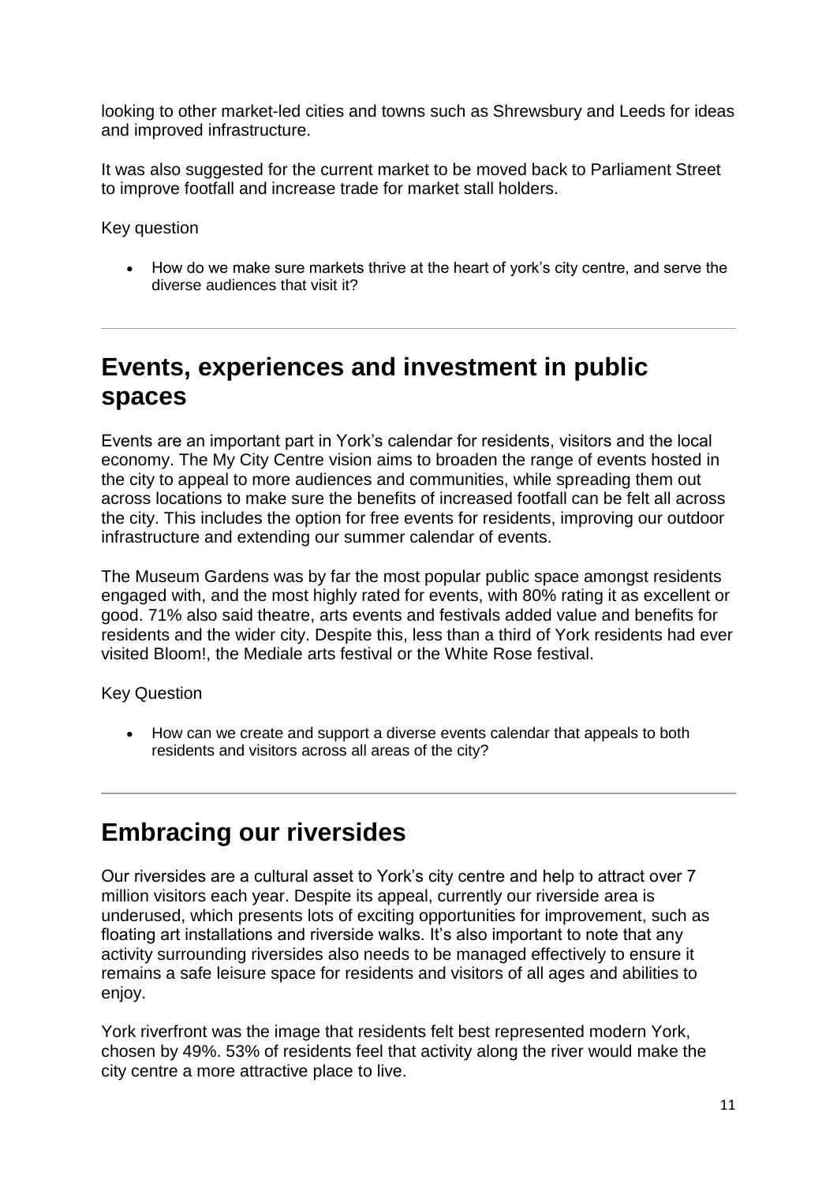looking to other market-led cities and towns such as Shrewsbury and Leeds for ideas and improved infrastructure.

It was also suggested for the current market to be moved back to Parliament Street to improve footfall and increase trade for market stall holders.

Key question

- How do we make sure markets thrive at the heart of york's city centre, and serve the diverse audiences that visit it?

---

## Events, experiences and investment in public spaces

Events are an important part in York's calendar for residents, visitors and the local economy. The My City Centre vision aims to broaden the range of events hosted in the city to appeal to more audiences and communities, while spreading them out across locations to make sure the benefits of increased footfall can be felt all across the city. This includes the option for free events for residents, improving our outdoor infrastructure and extending our summer calendar of events.

The Museum Gardens was by far the most popular public space amongst residents engaged with, and the most highly rated for events, with 80% rating it as excellent or good. 71% also said theatre, arts events and festivals added value and benefits for residents and the wider city. Despite this, less than a third of York residents had ever visited Bloom!, the Mediale arts festival or the White Rose festival.

Key Question

- How can we create and support a diverse events calendar that appeals to both residents and visitors across all areas of the city?

---

## Embracing our riversides

Our riversides are a cultural asset to York's city centre and help to attract over 7 million visitors each year. Despite its appeal, currently our riverside area is underused, which presents lots of exciting opportunities for improvement, such as floating art installations and riverside walks. It's also important to note that any activity surrounding riversides also needs to be managed effectively to ensure it remains a safe leisure space for residents and visitors of all ages and abilities to enjoy.

York riverfront was the image that residents felt best represented modern York, chosen by 49%. 53% of residents feel that activity along the river would make the city centre a more attractive place to live.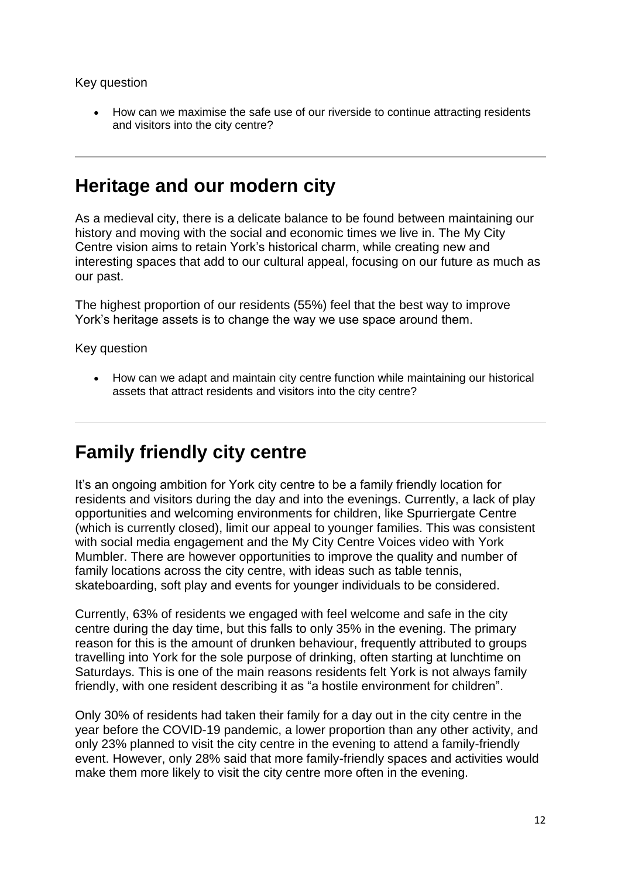Key question

- How can we maximise the safe use of our riverside to continue attracting residents and visitors into the city centre?

---

## Heritage and our modern city

As a medieval city, there is a delicate balance to be found between maintaining our history and moving with the social and economic times we live in. The My City Centre vision aims to retain York's historical charm, while creating new and interesting spaces that add to our cultural appeal, focusing on our future as much as our past.

The highest proportion of our residents (55%) feel that the best way to improve York's heritage assets is to change the way we use space around them.

Key question

- How can we adapt and maintain city centre function while maintaining our historical assets that attract residents and visitors into the city centre?

---

## Family friendly city centre

It's an ongoing ambition for York city centre to be a family friendly location for residents and visitors during the day and into the evenings. Currently, a lack of play opportunities and welcoming environments for children, like Spurriergate Centre (which is currently closed), limit our appeal to younger families. This was consistent with social media engagement and the My City Centre Voices video with York Mumbler. There are however opportunities to improve the quality and number of family locations across the city centre, with ideas such as table tennis, skateboarding, soft play and events for younger individuals to be considered.

Currently, 63% of residents we engaged with feel welcome and safe in the city centre during the day time, but this falls to only 35% in the evening. The primary reason for this is the amount of drunken behaviour, frequently attributed to groups travelling into York for the sole purpose of drinking, often starting at lunchtime on Saturdays. This is one of the main reasons residents felt York is not always family friendly, with one resident describing it as "a hostile environment for children".

Only 30% of residents had taken their family for a day out in the city centre in the year before the COVID-19 pandemic, a lower proportion than any other activity, and only 23% planned to visit the city centre in the evening to attend a family-friendly event. However, only 28% said that more family-friendly spaces and activities would make them more likely to visit the city centre more often in the evening.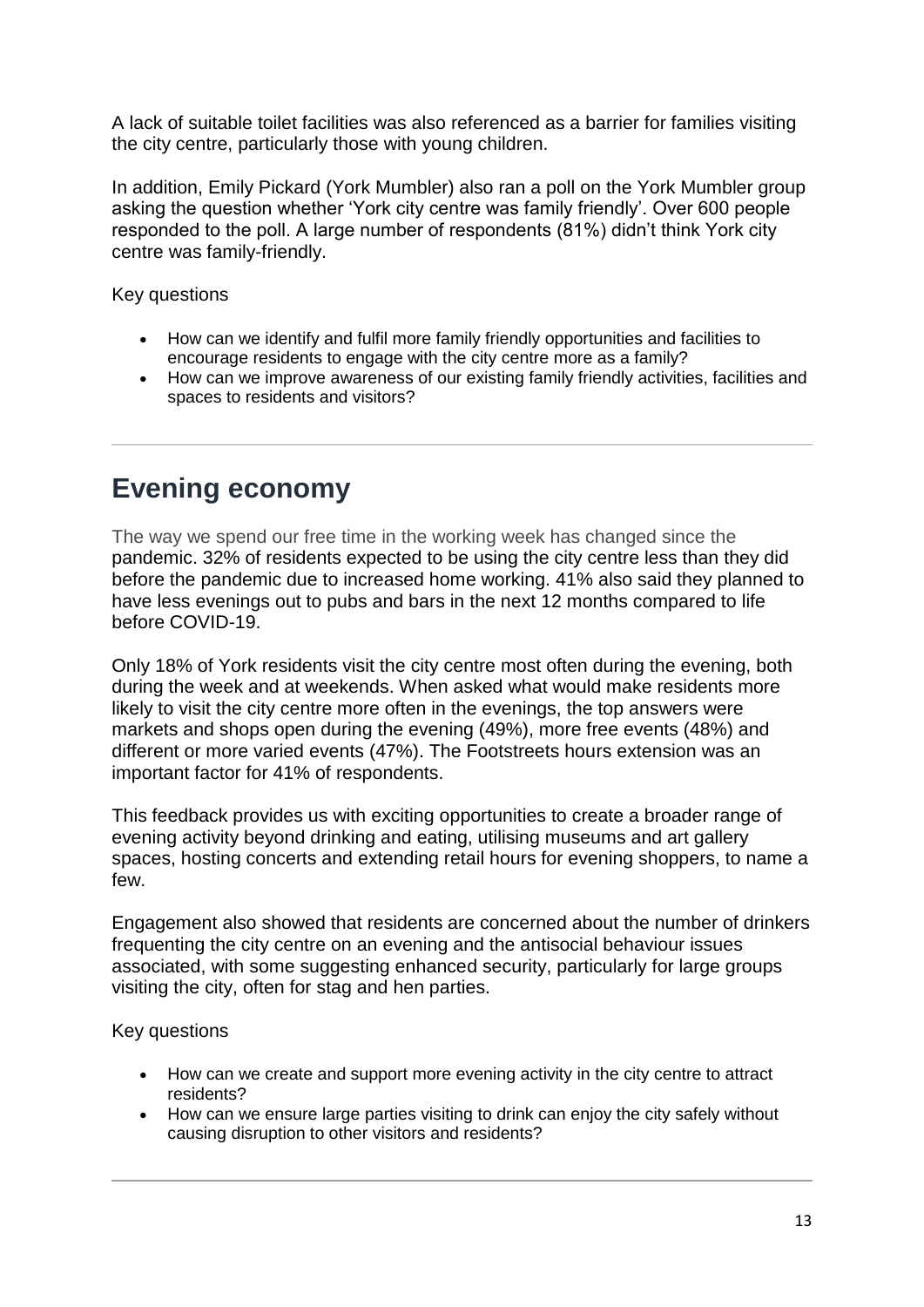A lack of suitable toilet facilities was also referenced as a barrier for families visiting the city centre, particularly those with young children.

In addition, Emily Pickard (York Mumbler) also ran a poll on the York Mumbler group asking the question whether 'York city centre was family friendly'. Over 600 people responded to the poll. A large number of respondents (81%) didn't think York city centre was family-friendly.

Key questions

- How can we identify and fulfil more family friendly opportunities and facilities to encourage residents to engage with the city centre more as a family?
- How can we improve awareness of our existing family friendly activities, facilities and spaces to residents and visitors?

---

## Evening economy

The way we spend our free time in the working week has changed since the pandemic. 32% of residents expected to be using the city centre less than they did before the pandemic due to increased home working. 41% also said they planned to have less evenings out to pubs and bars in the next 12 months compared to life before COVID-19.

Only 18% of York residents visit the city centre most often during the evening, both during the week and at weekends. When asked what would make residents more likely to visit the city centre more often in the evenings, the top answers were markets and shops open during the evening (49%), more free events (48%) and different or more varied events (47%). The Footstreets hours extension was an important factor for 41% of respondents.

This feedback provides us with exciting opportunities to create a broader range of evening activity beyond drinking and eating, utilising museums and art gallery spaces, hosting concerts and extending retail hours for evening shoppers, to name a few.

Engagement also showed that residents are concerned about the number of drinkers frequenting the city centre on an evening and the antisocial behaviour issues associated, with some suggesting enhanced security, particularly for large groups visiting the city, often for stag and hen parties.

Key questions

- How can we create and support more evening activity in the city centre to attract residents?
- How can we ensure large parties visiting to drink can enjoy the city safely without causing disruption to other visitors and residents?

---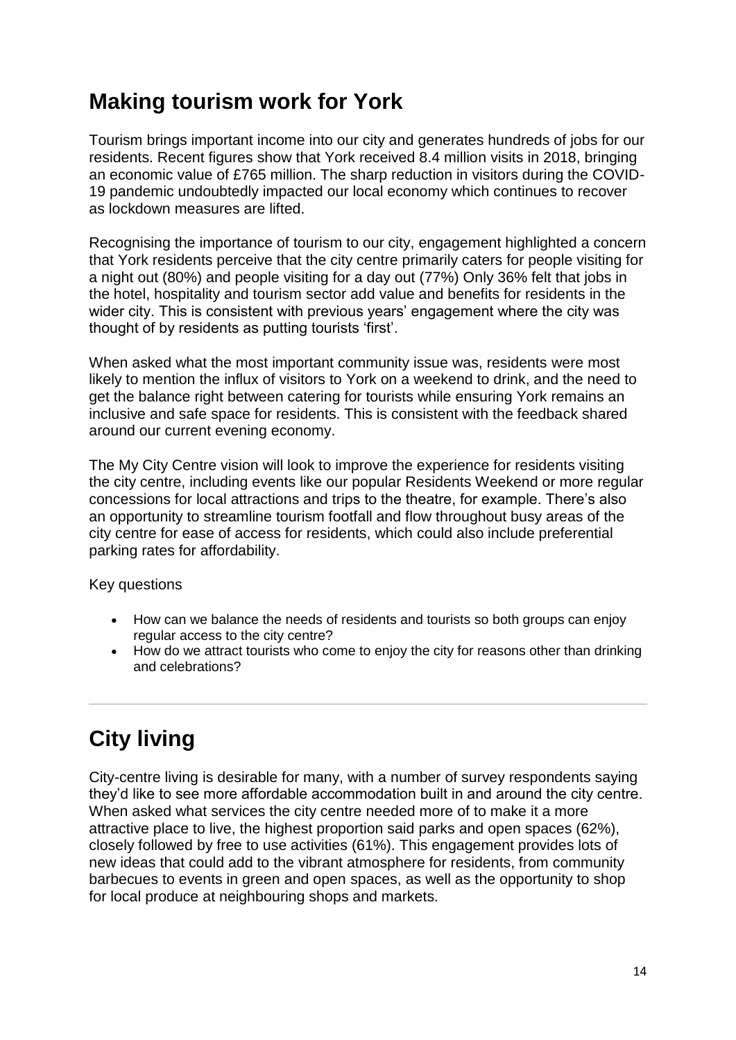## Making tourism work for York

Tourism brings important income into our city and generates hundreds of jobs for our residents. Recent figures show that York received 8.4 million visits in 2018, bringing an economic value of £765 million. The sharp reduction in visitors during the COVID-19 pandemic undoubtedly impacted our local economy which continues to recover as lockdown measures are lifted.

Recognising the importance of tourism to our city, engagement highlighted a concern that York residents perceive that the city centre primarily caters for people visiting for a night out (80%) and people visiting for a day out (77%) Only 36% felt that jobs in the hotel, hospitality and tourism sector add value and benefits for residents in the wider city. This is consistent with previous years' engagement where the city was thought of by residents as putting tourists 'first'.

When asked what the most important community issue was, residents were most likely to mention the influx of visitors to York on a weekend to drink, and the need to get the balance right between catering for tourists while ensuring York remains an inclusive and safe space for residents. This is consistent with the feedback shared around our current evening economy.

The My City Centre vision will look to improve the experience for residents visiting the city centre, including events like our popular Residents Weekend or more regular concessions for local attractions and trips to the theatre, for example. There's also an opportunity to streamline tourism footfall and flow throughout busy areas of the city centre for ease of access for residents, which could also include preferential parking rates for affordability.

Key questions

- How can we balance the needs of residents and tourists so both groups can enjoy regular access to the city centre?
- How do we attract tourists who come to enjoy the city for reasons other than drinking and celebrations?

---

## City living

City-centre living is desirable for many, with a number of survey respondents saying they'd like to see more affordable accommodation built in and around the city centre. When asked what services the city centre needed more of to make it a more attractive place to live, the highest proportion said parks and open spaces (62%), closely followed by free to use activities (61%). This engagement provides lots of new ideas that could add to the vibrant atmosphere for residents, from community barbecues to events in green and open spaces, as well as the opportunity to shop for local produce at neighbouring shops and markets.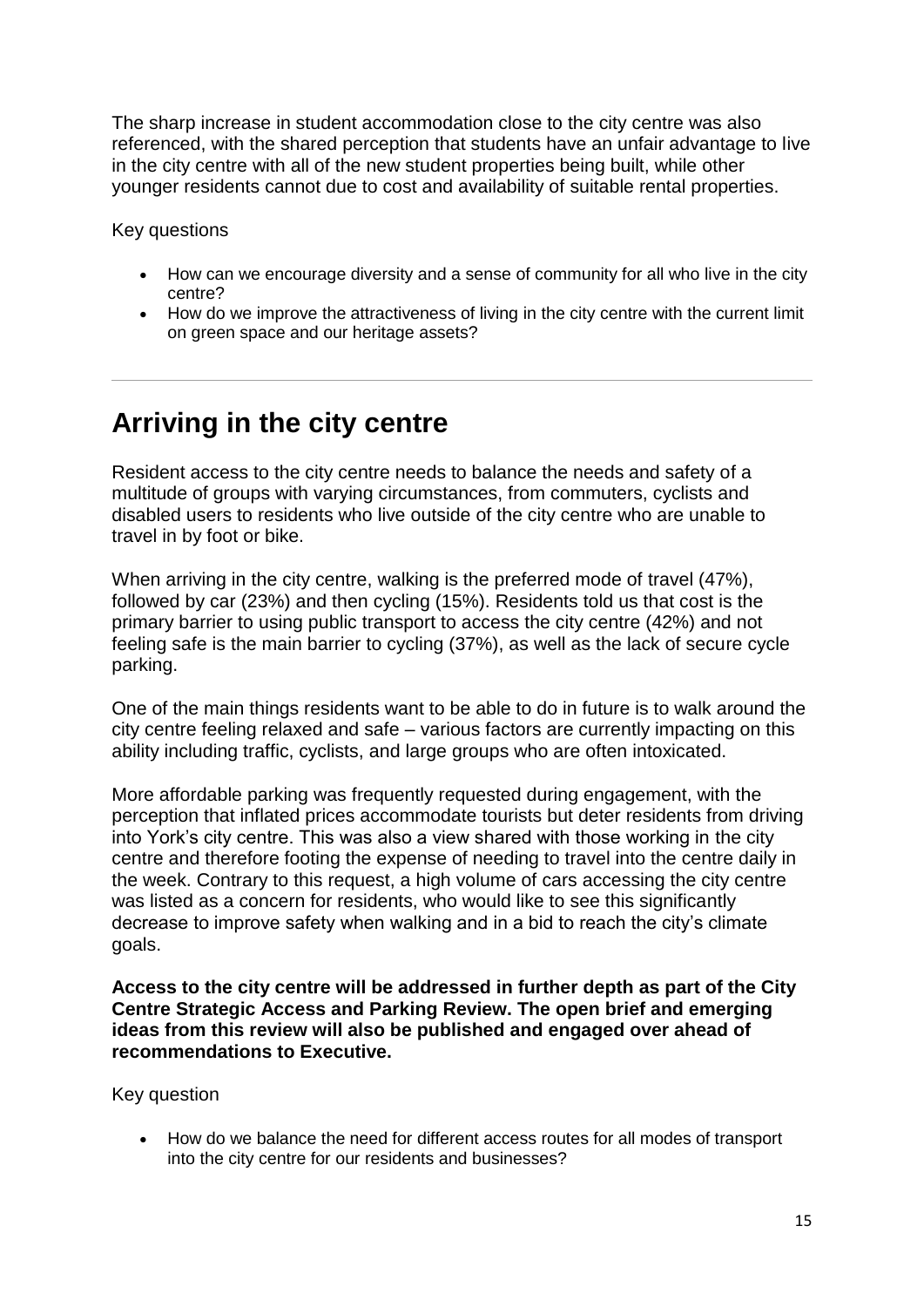The sharp increase in student accommodation close to the city centre was also referenced, with the shared perception that students have an unfair advantage to live in the city centre with all of the new student properties being built, while other younger residents cannot due to cost and availability of suitable rental properties.

Key questions

- How can we encourage diversity and a sense of community for all who live in the city centre?
- How do we improve the attractiveness of living in the city centre with the current limit on green space and our heritage assets?

---

## Arriving in the city centre

Resident access to the city centre needs to balance the needs and safety of a multitude of groups with varying circumstances, from commuters, cyclists and disabled users to residents who live outside of the city centre who are unable to travel in by foot or bike.

When arriving in the city centre, walking is the preferred mode of travel (47%), followed by car (23%) and then cycling (15%). Residents told us that cost is the primary barrier to using public transport to access the city centre (42%) and not feeling safe is the main barrier to cycling (37%), as well as the lack of secure cycle parking.

One of the main things residents want to be able to do in future is to walk around the city centre feeling relaxed and safe – various factors are currently impacting on this ability including traffic, cyclists, and large groups who are often intoxicated.

More affordable parking was frequently requested during engagement, with the perception that inflated prices accommodate tourists but deter residents from driving into York's city centre. This was also a view shared with those working in the city centre and therefore footing the expense of needing to travel into the centre daily in the week. Contrary to this request, a high volume of cars accessing the city centre was listed as a concern for residents, who would like to see this significantly decrease to improve safety when walking and in a bid to reach the city's climate goals.

**Access to the city centre will be addressed in further depth as part of the City Centre Strategic Access and Parking Review. The open brief and emerging ideas from this review will also be published and engaged over ahead of recommendations to Executive.**

Key question

- How do we balance the need for different access routes for all modes of transport into the city centre for our residents and businesses?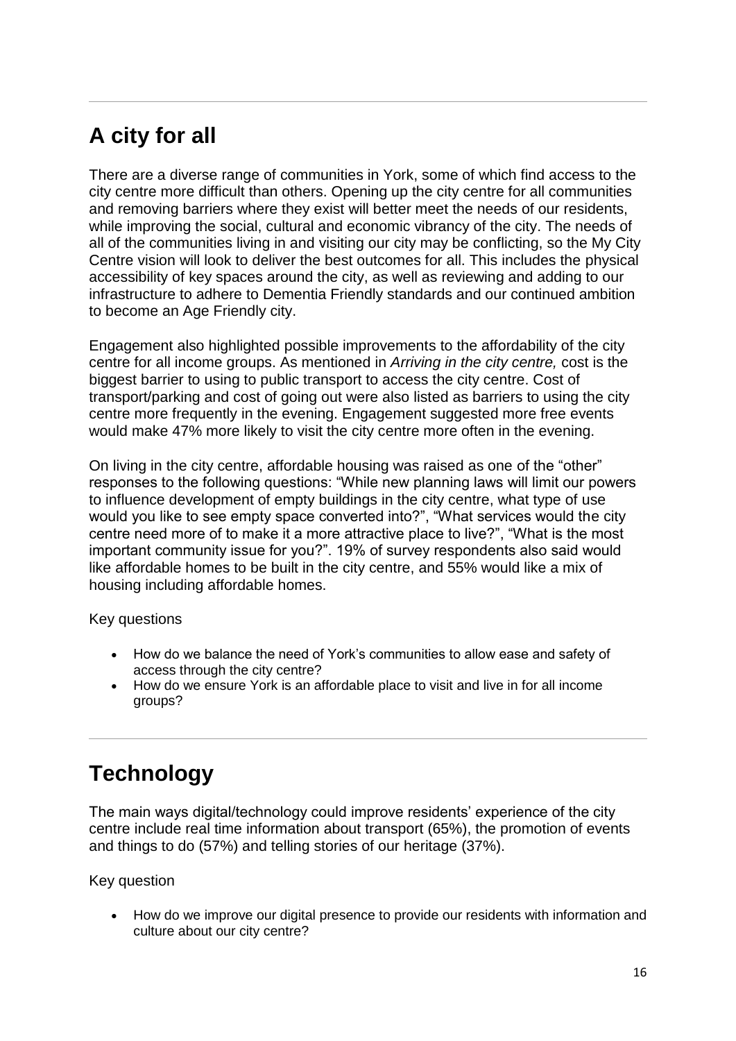## A city for all

There are a diverse range of communities in York, some of which find access to the city centre more difficult than others. Opening up the city centre for all communities and removing barriers where they exist will better meet the needs of our residents, while improving the social, cultural and economic vibrancy of the city. The needs of all of the communities living in and visiting our city may be conflicting, so the My City Centre vision will look to deliver the best outcomes for all. This includes the physical accessibility of key spaces around the city, as well as reviewing and adding to our infrastructure to adhere to Dementia Friendly standards and our continued ambition to become an Age Friendly city.

Engagement also highlighted possible improvements to the affordability of the city centre for all income groups. As mentioned in *Arriving in the city centre,* cost is the biggest barrier to using to public transport to access the city centre. Cost of transport/parking and cost of going out were also listed as barriers to using the city centre more frequently in the evening. Engagement suggested more free events would make 47% more likely to visit the city centre more often in the evening.

On living in the city centre, affordable housing was raised as one of the "other" responses to the following questions: "While new planning laws will limit our powers to influence development of empty buildings in the city centre, what type of use would you like to see empty space converted into?", "What services would the city centre need more of to make it a more attractive place to live?", "What is the most important community issue for you?". 19% of survey respondents also said would like affordable homes to be built in the city centre, and 55% would like a mix of housing including affordable homes.

Key questions

- How do we balance the need of York's communities to allow ease and safety of access through the city centre?
- How do we ensure York is an affordable place to visit and live in for all income groups?

## Technology

The main ways digital/technology could improve residents' experience of the city centre include real time information about transport (65%), the promotion of events and things to do (57%) and telling stories of our heritage (37%).

Key question

- How do we improve our digital presence to provide our residents with information and culture about our city centre?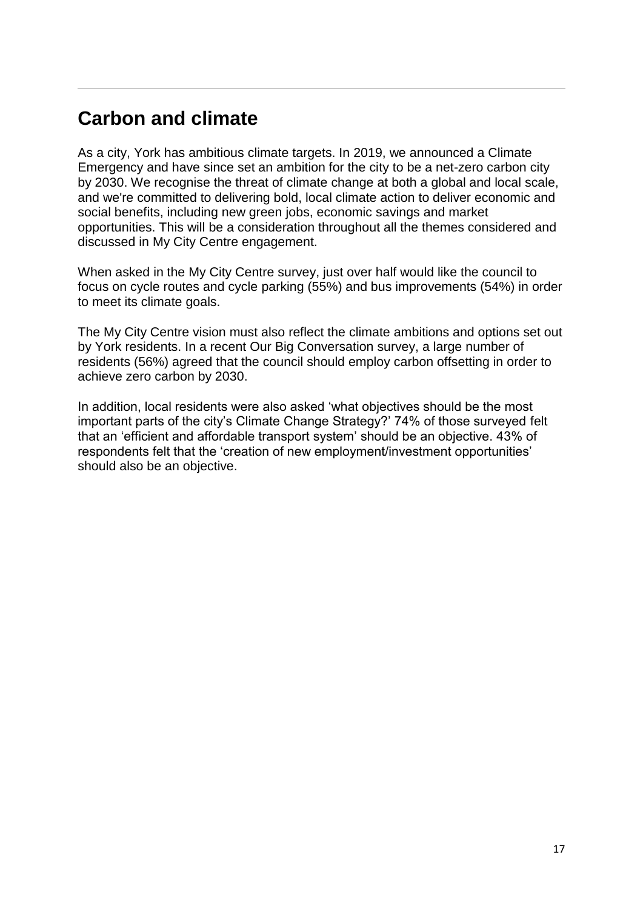## Carbon and climate

As a city, York has ambitious climate targets. In 2019, we announced a Climate Emergency and have since set an ambition for the city to be a net-zero carbon city by 2030. We recognise the threat of climate change at both a global and local scale, and we're committed to delivering bold, local climate action to deliver economic and social benefits, including new green jobs, economic savings and market opportunities. This will be a consideration throughout all the themes considered and discussed in My City Centre engagement.

When asked in the My City Centre survey, just over half would like the council to focus on cycle routes and cycle parking (55%) and bus improvements (54%) in order to meet its climate goals.

The My City Centre vision must also reflect the climate ambitions and options set out by York residents. In a recent Our Big Conversation survey, a large number of residents (56%) agreed that the council should employ carbon offsetting in order to achieve zero carbon by 2030.

In addition, local residents were also asked 'what objectives should be the most important parts of the city's Climate Change Strategy?' 74% of those surveyed felt that an 'efficient and affordable transport system' should be an objective. 43% of respondents felt that the 'creation of new employment/investment opportunities' should also be an objective.